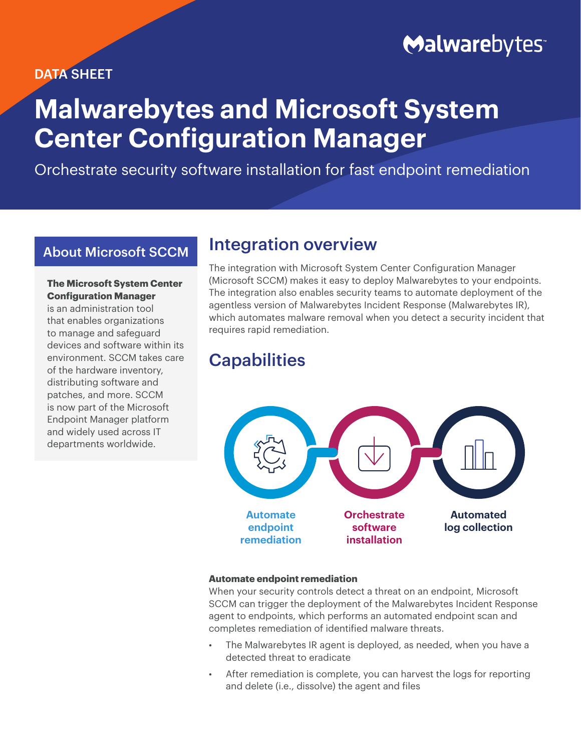DATA SHEET

# Malwarebytes and Microsoft System Center Configuration Manager

Orchestrate security software installation for fast endpoint remediation

## About Microsoft SCCM

**The Microsoft System Center Configuration Manager** is an administration tool that enables organizations to manage and safeguard devices and software within its environment. SCCM takes care of the hardware inventory, distributing software and patches, and more. SCCM is now part of the Microsoft Endpoint Manager platform and widely used across IT departments worldwide.

## Integration overview

The integration with Microsoft System Center Configuration Manager (Microsoft SCCM) makes it easy to deploy Malwarebytes to your endpoints. The integration also enables security teams to automate deployment of the agentless version of Malwarebytes Incident Response (Malwarebytes IR), which automates malware removal when you detect a security incident that requires rapid remediation.

## Capabilities

- Automate endpoint remediation
- Orchestrate software installation
- Automated log collection

**Automate endpoint remediation**

When your security controls detect a threat on an endpoint, Microsoft SCCM can trigger the deployment of the Malwarebytes Incident Response agent to endpoints, which performs an automated endpoint scan and completes remediation of identified malware threats.

- The Malwarebytes IR agent is deployed, as needed, when you have a detected threat to eradicate
- After remediation is complete, you can harvest the logs for reporting and delete (i.e., dissolve) the agent and files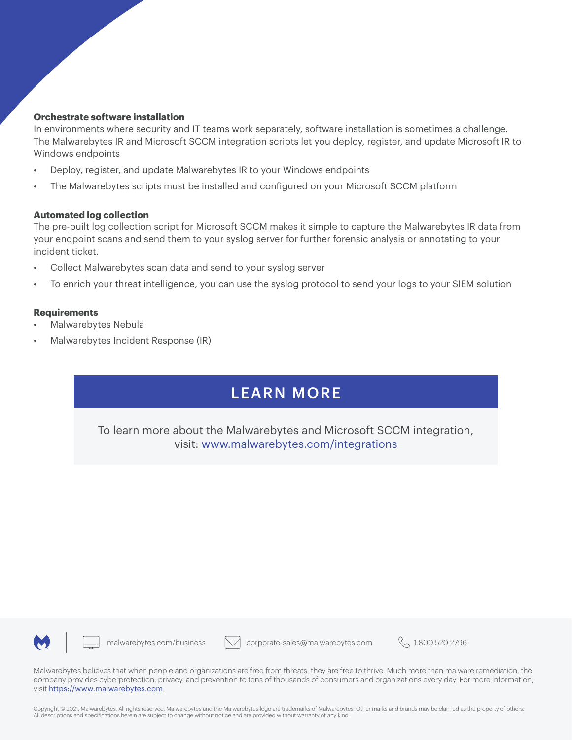**Orchestrate software installation**

In environments where security and IT teams work separately, software installation is sometimes a challenge. The Malwarebytes IR and Microsoft SCCM integration scripts let you deploy, register, and update Microsoft IR to Windows endpoints

- Deploy, register, and update Malwarebytes IR to your Windows endpoints
- The Malwarebytes scripts must be installed and configured on your Microsoft SCCM platform

**Automated log collection**

The pre-built log collection script for Microsoft SCCM makes it simple to capture the Malwarebytes IR data from your endpoint scans and send them to your syslog server for further forensic analysis or annotating to your incident ticket.

- Collect Malwarebytes scan data and send to your syslog server
- To enrich your threat intelligence, you can use the syslog protocol to send your logs to your SIEM solution

**Requirements**

- Malwarebytes Nebula
- Malwarebytes Incident Response (IR)

## LEARN MORE

To learn more about the Malwarebytes and Microsoft SCCM integration, visit: www.malwarebytes.com/integrations

malwarebytes.com/business corporate-sales@malwarebytes.com 1.800.520.2796

Malwarebytes believes that when people and organizations are free from threats, they are free to thrive. Much more than malware remediation, the company provides cyberprotection, privacy, and prevention to tens of thousands of consumers and organizations every day. For more information, visit https://www.malwarebytes.com.

Copyright © 2021, Malwarebytes. All rights reserved. Malwarebytes and the Malwarebytes logo are trademarks of Malwarebytes. Other marks and brands may be claimed as the property of others. All descriptions and specifications herein are subject to change without notice and are provided without warranty of any kind.